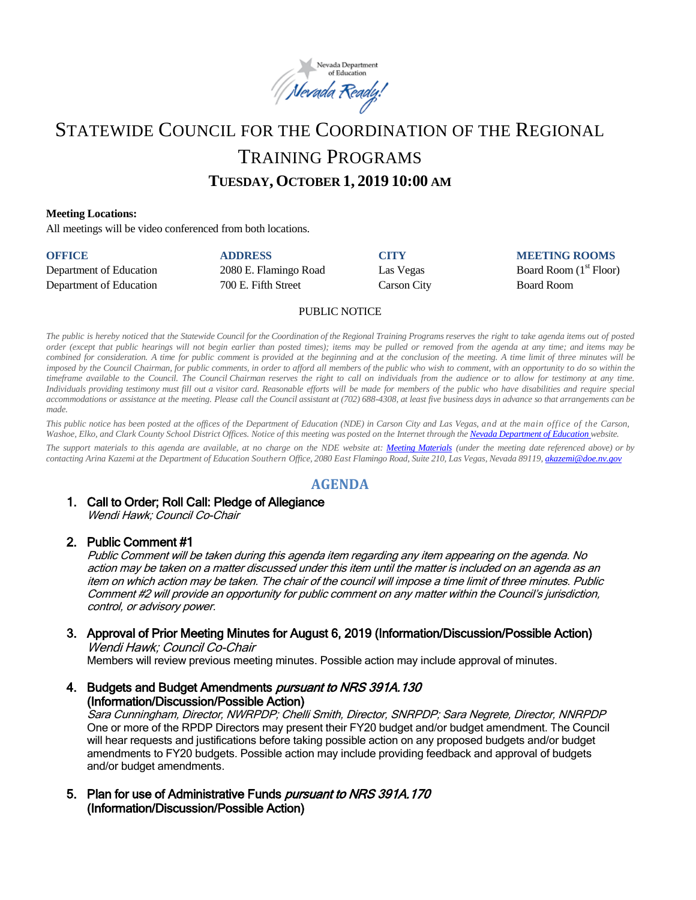# Statewide Council for the Coordination of the Regional Training Programs

## Tuesday, October 1, 2019 10:00 AM

**Meeting Locations:**

All meetings will be video conferenced from both locations.

| OFFICE | ADDRESS | CITY | MEETING ROOMS |
|---|---|---|---|
| Department of Education | 2080 E. Flamingo Road | Las Vegas | Board Room (1st Floor) |
| Department of Education | 700 E. Fifth Street | Carson City | Board Room |

PUBLIC NOTICE

*The public is hereby noticed that the Statewide Council for the Coordination of the Regional Training Programs reserves the right to take agenda items out of posted order (except that public hearings will not begin earlier than posted times); items may be pulled or removed from the agenda at any time; and items may be combined for consideration. A time for public comment is provided at the beginning and at the conclusion of the meeting. A time limit of three minutes will be imposed by the Council Chairman, for public comments, in order to afford all members of the public who wish to comment, with an opportunity to do so within the timeframe available to the Council. The Council Chairman reserves the right to call on individuals from the audience or to allow for testimony at any time. Individuals providing testimony must fill out a visitor card. Reasonable efforts will be made for members of the public who have disabilities and require special accommodations or assistance at the meeting. Please call the Council assistant at (702) 688-4308, at least five business days in advance so that arrangements can be made.*

*This public notice has been posted at the offices of the Department of Education (NDE) in Carson City and Las Vegas, and at the main office of the Carson, Washoe, Elko, and Clark County School District Offices. Notice of this meeting was posted on the Internet through the Nevada Department of Education website.*

*The support materials to this agenda are available, at no charge on the NDE website at: Meeting Materials (under the meeting date referenced above) or by contacting Arina Kazemi at the Department of Education Southern Office, 2080 East Flamingo Road, Suite 210, Las Vegas, Nevada 89119, akazemi@doe.nv.gov*

## AGENDA

1. **Call to Order; Roll Call: Pledge of Allegiance**
   *Wendi Hawk; Council Co-Chair*

2. **Public Comment #1**
   *Public Comment will be taken during this agenda item regarding any item appearing on the agenda. No action may be taken on a matter discussed under this item until the matter is included on an agenda as an item on which action may be taken. The chair of the council will impose a time limit of three minutes. Public Comment #2 will provide an opportunity for public comment on any matter within the Council's jurisdiction, control, or advisory power.*

3. **Approval of Prior Meeting Minutes for August 6, 2019 (Information/Discussion/Possible Action)**
   *Wendi Hawk; Council Co-Chair*
   Members will review previous meeting minutes. Possible action may include approval of minutes.

4. **Budgets and Budget Amendments *pursuant to NRS 391A.130* (Information/Discussion/Possible Action)**
   *Sara Cunningham, Director, NWRPDP; Chelli Smith, Director, SNRPDP; Sara Negrete, Director, NNRPDP*
   One or more of the RPDP Directors may present their FY20 budget and/or budget amendment. The Council will hear requests and justifications before taking possible action on any proposed budgets and/or budget amendments to FY20 budgets. Possible action may include providing feedback and approval of budgets and/or budget amendments.

5. **Plan for use of Administrative Funds *pursuant to NRS 391A.170* (Information/Discussion/Possible Action)**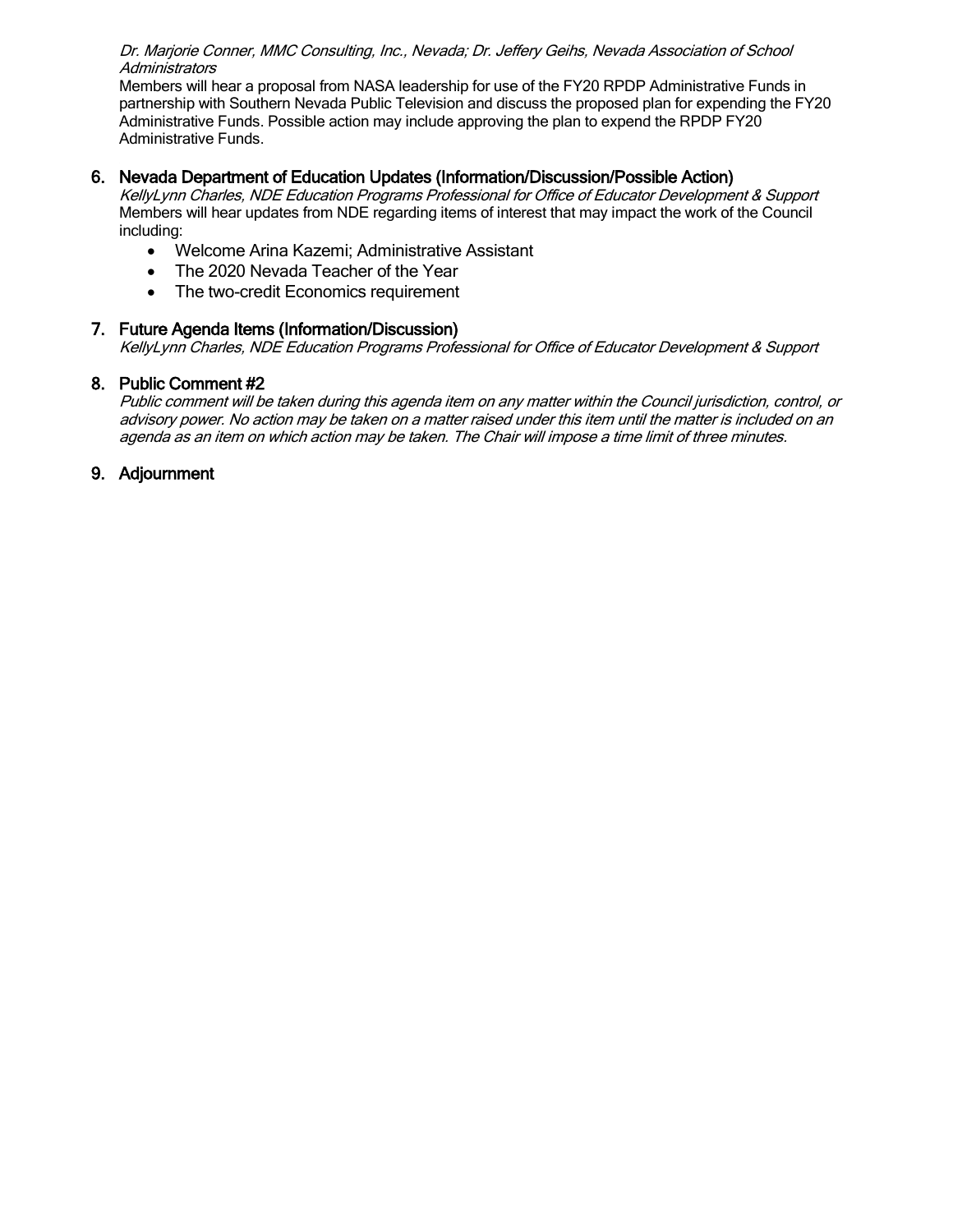*Dr. Marjorie Conner, MMC Consulting, Inc., Nevada; Dr. Jeffery Geihs, Nevada Association of School Administrators*

Members will hear a proposal from NASA leadership for use of the FY20 RPDP Administrative Funds in partnership with Southern Nevada Public Television and discuss the proposed plan for expending the FY20 Administrative Funds. Possible action may include approving the plan to expend the RPDP FY20 Administrative Funds.

## 6. Nevada Department of Education Updates (Information/Discussion/Possible Action)

*KellyLynn Charles, NDE Education Programs Professional for Office of Educator Development & Support*

Members will hear updates from NDE regarding items of interest that may impact the work of the Council including:

- Welcome Arina Kazemi; Administrative Assistant
- The 2020 Nevada Teacher of the Year
- The two-credit Economics requirement

## 7. Future Agenda Items (Information/Discussion)

*KellyLynn Charles, NDE Education Programs Professional for Office of Educator Development & Support*

## 8. Public Comment #2

*Public comment will be taken during this agenda item on any matter within the Council jurisdiction, control, or advisory power. No action may be taken on a matter raised under this item until the matter is included on an agenda as an item on which action may be taken. The Chair will impose a time limit of three minutes.*

## 9. Adjournment